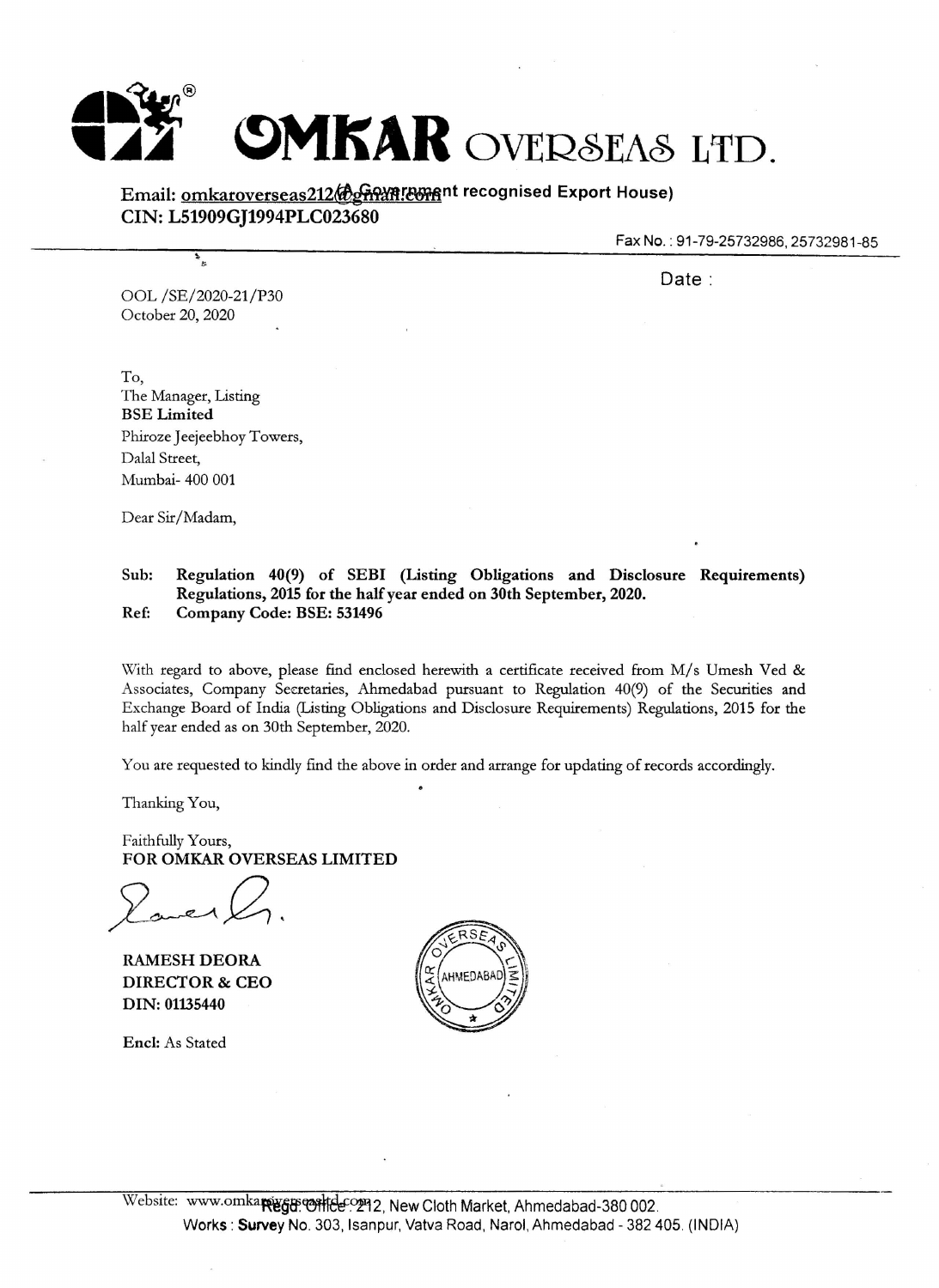# OMKAR OVERSEAS LTD.

Email: omkaroverseas212@gmail.com (A Government recognised Export House)
CIN: L51909GJ1994PLC023680

Fax No.: 91-79-25732986, 25732981-85

Date :

OOL /SE/2020-21/P30
October 20, 2020

To,
The Manager, Listing
**BSE Limited**
Phiroze Jeejeebhoy Towers,
Dalal Street,
Mumbai- 400 001

Dear Sir/Madam,

**Sub: Regulation 40(9) of SEBI (Listing Obligations and Disclosure Requirements) Regulations, 2015 for the half year ended on 30th September, 2020.**
**Ref: Company Code: BSE: 531496**

With regard to above, please find enclosed herewith a certificate received from M/s Umesh Ved & Associates, Company Secretaries, Ahmedabad pursuant to Regulation 40(9) of the Securities and Exchange Board of India (Listing Obligations and Disclosure Requirements) Regulations, 2015 for the half year ended as on 30th September, 2020.

You are requested to kindly find the above in order and arrange for updating of records accordingly.

Thanking You,

Faithfully Yours,
**FOR OMKAR OVERSEAS LIMITED**

**RAMESH DEORA**
**DIRECTOR & CEO**
**DIN: 01135440**

**Encl:** As Stated

Website: www.omkaroverseasltd.com Regd. Office: 212, New Cloth Market, Ahmedabad-380 002.
Works : Survey No. 303, Isanpur, Vatva Road, Narol, Ahmedabad - 382 405. (INDIA)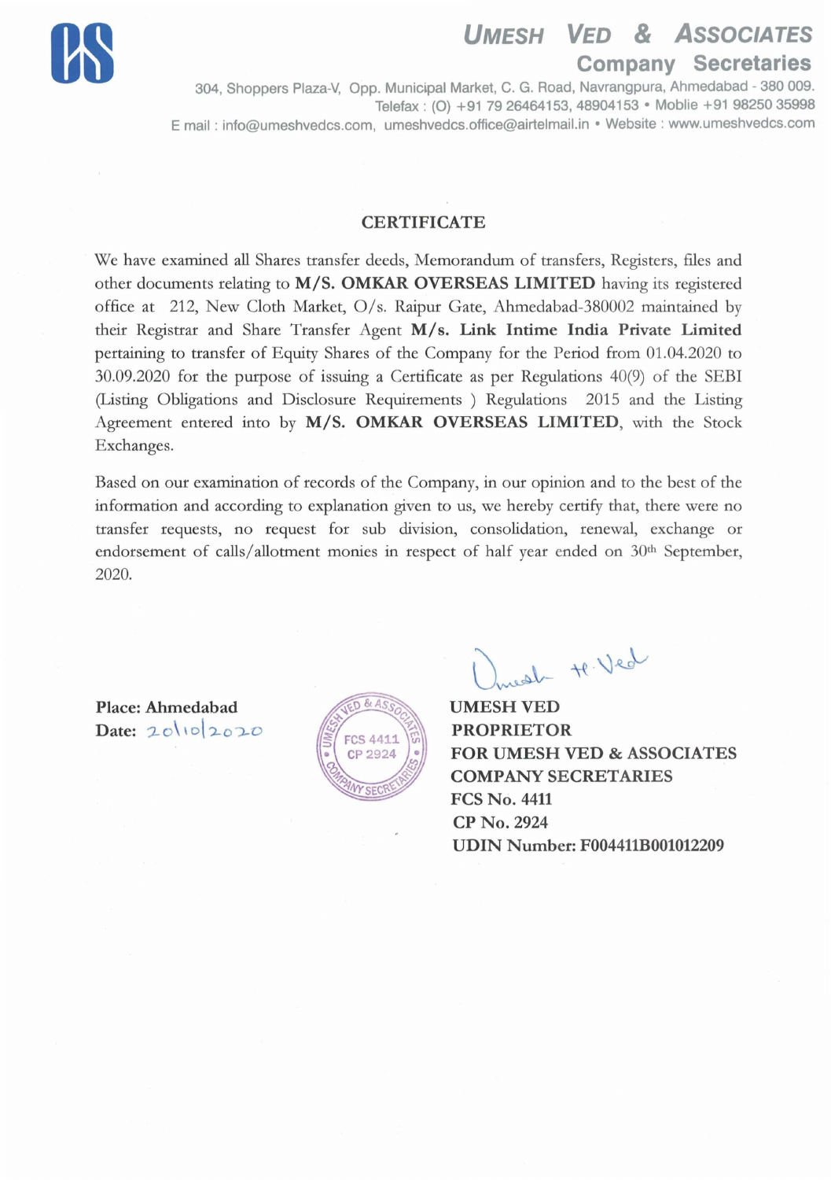# UMESH VED & ASSOCIATES

**Company Secretaries**

304, Shoppers Plaza-V, Opp. Municipal Market, C. G. Road, Navrangpura, Ahmedabad - 380 009.
Telefax : (O) +91 79 26464153, 48904153 • Moblie +91 98250 35998
E mail : info@umeshvedcs.com, umeshvedcs.office@airtelmail.in • Website : www.umeshvedcs.com

## CERTIFICATE

We have examined all Shares transfer deeds, Memorandum of transfers, Registers, files and other documents relating to **M/S. OMKAR OVERSEAS LIMITED** having its registered office at 212, New Cloth Market, O/s. Raipur Gate, Ahmedabad-380002 maintained by their Registrar and Share Transfer Agent **M/s. Link Intime India Private Limited** pertaining to transfer of Equity Shares of the Company for the Period from 01.04.2020 to 30.09.2020 for the purpose of issuing a Certificate as per Regulations 40(9) of the SEBI (Listing Obligations and Disclosure Requirements ) Regulations 2015 and the Listing Agreement entered into by **M/S. OMKAR OVERSEAS LIMITED**, with the Stock Exchanges.

Based on our examination of records of the Company, in our opinion and to the best of the information and according to explanation given to us, we hereby certify that, there were no transfer requests, no request for sub division, consolidation, renewal, exchange or endorsement of calls/allotment monies in respect of half year ended on 30th September, 2020.

**Place: Ahmedabad**
**Date:** 20/10/2020

UMESH & ASSOCIATES
FCS 4411
CP 2924
COMPANY SECRETARIES

Umesh H. Ved

**UMESH VED**
**PROPRIETOR**
**FOR UMESH VED & ASSOCIATES**
**COMPANY SECRETARIES**
**FCS No. 4411**
**CP No. 2924**
**UDIN Number: F004411B001012209**